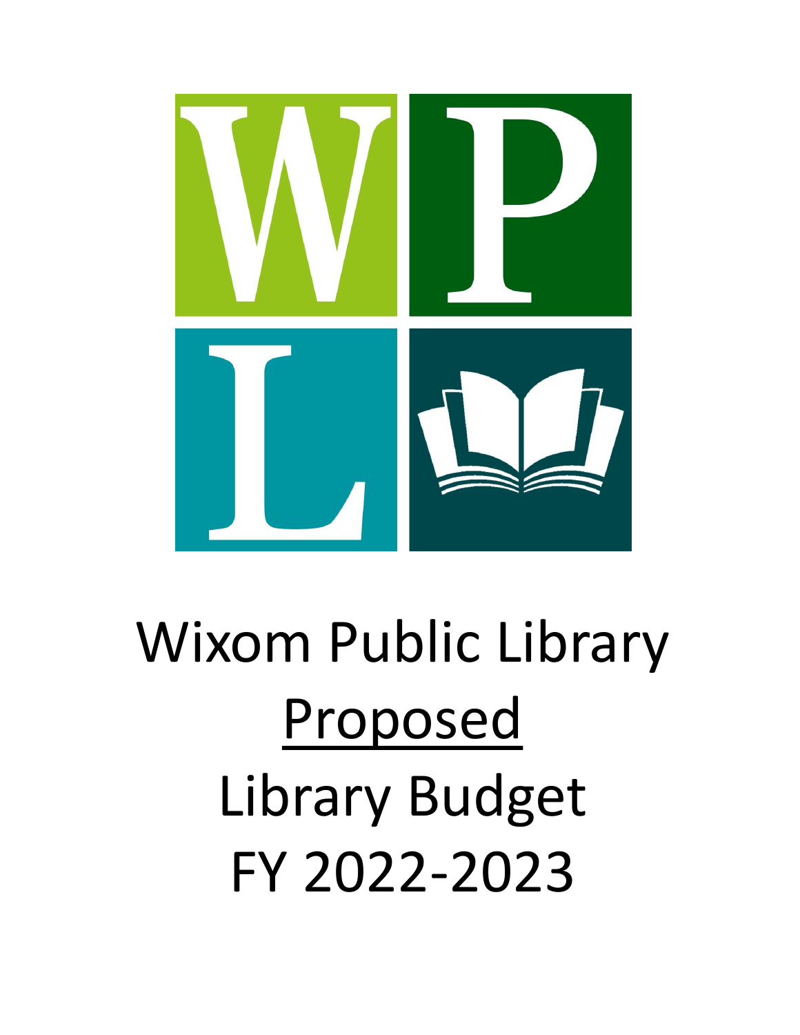# Wixom Public Library

# <u>Proposed</u>

# Library Budget

# FY 2022-2023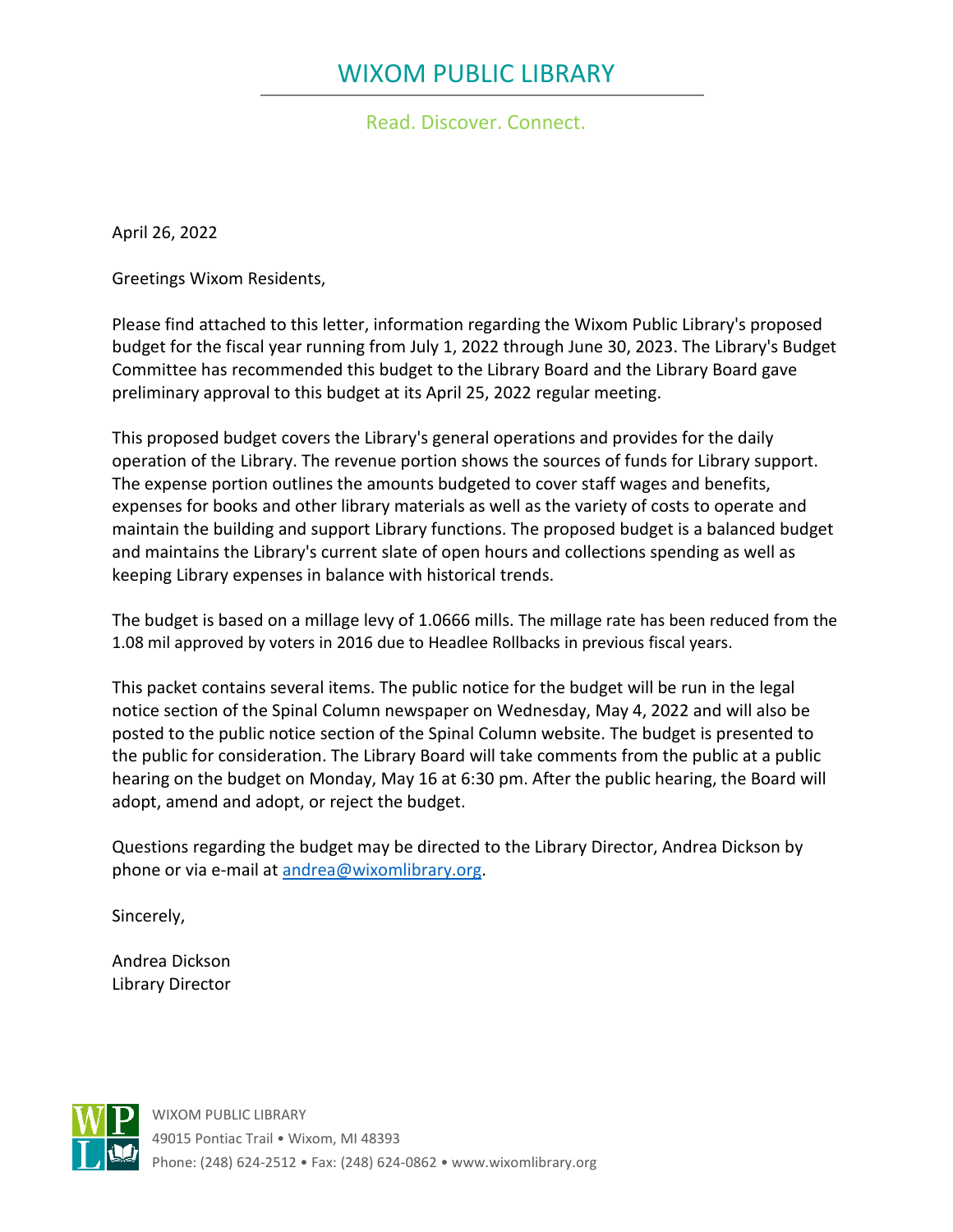# WIXOM PUBLIC LIBRARY

Read. Discover. Connect.

April 26, 2022

Greetings Wixom Residents,

Please find attached to this letter, information regarding the Wixom Public Library's proposed budget for the fiscal year running from July 1, 2022 through June 30, 2023. The Library's Budget Committee has recommended this budget to the Library Board and the Library Board gave preliminary approval to this budget at its April 25, 2022 regular meeting.

This proposed budget covers the Library's general operations and provides for the daily operation of the Library. The revenue portion shows the sources of funds for Library support. The expense portion outlines the amounts budgeted to cover staff wages and benefits, expenses for books and other library materials as well as the variety of costs to operate and maintain the building and support Library functions. The proposed budget is a balanced budget and maintains the Library's current slate of open hours and collections spending as well as keeping Library expenses in balance with historical trends.

The budget is based on a millage levy of 1.0666 mills. The millage rate has been reduced from the 1.08 mil approved by voters in 2016 due to Headlee Rollbacks in previous fiscal years.

This packet contains several items. The public notice for the budget will be run in the legal notice section of the Spinal Column newspaper on Wednesday, May 4, 2022 and will also be posted to the public notice section of the Spinal Column website. The budget is presented to the public for consideration. The Library Board will take comments from the public at a public hearing on the budget on Monday, May 16 at 6:30 pm. After the public hearing, the Board will adopt, amend and adopt, or reject the budget.

Questions regarding the budget may be directed to the Library Director, Andrea Dickson by phone or via e-mail at andrea@wixomlibrary.org.

Sincerely,

Andrea Dickson
Library Director

WIXOM PUBLIC LIBRARY
49015 Pontiac Trail • Wixom, MI 48393
Phone: (248) 624-2512 • Fax: (248) 624-0862 • www.wixomlibrary.org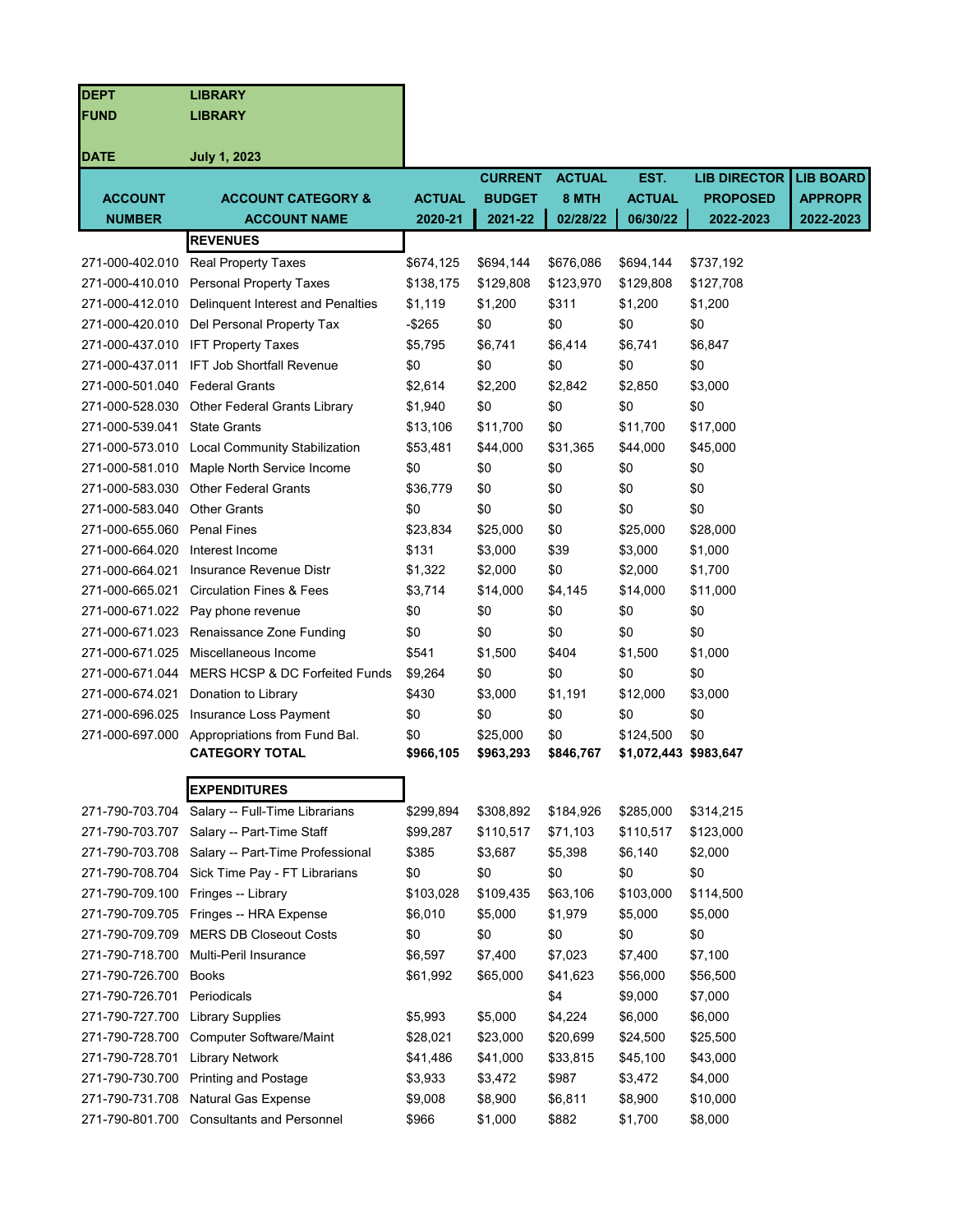| DEPT | LIBRARY | | | | | | |
|---|---|---|---|---|---|---|---|
| FUND | LIBRARY | | | | | | |
| DATE | July 1, 2023 | | | | | | |
| **ACCOUNT NUMBER** | **ACCOUNT CATEGORY & ACCOUNT NAME** | **ACTUAL 2020-21** | **CURRENT BUDGET 2021-22** | **ACTUAL 8 MTH 02/28/22** | **EST. ACTUAL 06/30/22** | **LIB DIRECTOR PROPOSED 2022-2023** | **LIB BOARD APPROPR 2022-2023** |
| | **REVENUES** | | | | | | |
| 271-000-402.010 | Real Property Taxes | $674,125 | $694,144 | $676,086 | $694,144 | $737,192 | |
| 271-000-410.010 | Personal Property Taxes | $138,175 | $129,808 | $123,970 | $129,808 | $127,708 | |
| 271-000-412.010 | Delinquent Interest and Penalties | $1,119 | $1,200 | $311 | $1,200 | $1,200 | |
| 271-000-420.010 | Del Personal Property Tax | -$265 | $0 | $0 | $0 | $0 | |
| 271-000-437.010 | IFT Property Taxes | $5,795 | $6,741 | $6,414 | $6,741 | $6,847 | |
| 271-000-437.011 | IFT Job Shortfall Revenue | $0 | $0 | $0 | $0 | $0 | |
| 271-000-501.040 | Federal Grants | $2,614 | $2,200 | $2,842 | $2,850 | $3,000 | |
| 271-000-528.030 | Other Federal Grants Library | $1,940 | $0 | $0 | $0 | $0 | |
| 271-000-539.041 | State Grants | $13,106 | $11,700 | $0 | $11,700 | $17,000 | |
| 271-000-573.010 | Local Community Stabilization | $53,481 | $44,000 | $31,365 | $44,000 | $45,000 | |
| 271-000-581.010 | Maple North Service Income | $0 | $0 | $0 | $0 | $0 | |
| 271-000-583.030 | Other Federal Grants | $36,779 | $0 | $0 | $0 | $0 | |
| 271-000-583.040 | Other Grants | $0 | $0 | $0 | $0 | $0 | |
| 271-000-655.060 | Penal Fines | $23,834 | $25,000 | $0 | $25,000 | $28,000 | |
| 271-000-664.020 | Interest Income | $131 | $3,000 | $39 | $3,000 | $1,000 | |
| 271-000-664.021 | Insurance Revenue Distr | $1,322 | $2,000 | $0 | $2,000 | $1,700 | |
| 271-000-665.021 | Circulation Fines & Fees | $3,714 | $14,000 | $4,145 | $14,000 | $11,000 | |
| 271-000-671.022 | Pay phone revenue | $0 | $0 | $0 | $0 | $0 | |
| 271-000-671.023 | Renaissance Zone Funding | $0 | $0 | $0 | $0 | $0 | |
| 271-000-671.025 | Miscellaneous Income | $541 | $1,500 | $404 | $1,500 | $1,000 | |
| 271-000-671.044 | MERS HCSP & DC Forfeited Funds | $9,264 | $0 | $0 | $0 | $0 | |
| 271-000-674.021 | Donation to Library | $430 | $3,000 | $1,191 | $12,000 | $3,000 | |
| 271-000-696.025 | Insurance Loss Payment | $0 | $0 | $0 | $0 | $0 | |
| 271-000-697.000 | Appropriations from Fund Bal. | $0 | $25,000 | $0 | $124,500 | $0 | |
| | **CATEGORY TOTAL** | **$966,105** | **$963,293** | **$846,767** | **$1,072,443** | **$983,647** | |
| | **EXPENDITURES** | | | | | | |
| 271-790-703.704 | Salary -- Full-Time Librarians | $299,894 | $308,892 | $184,926 | $285,000 | $314,215 | |
| 271-790-703.707 | Salary -- Part-Time Staff | $99,287 | $110,517 | $71,103 | $110,517 | $123,000 | |
| 271-790-703.708 | Salary -- Part-Time Professional | $385 | $3,687 | $5,398 | $6,140 | $2,000 | |
| 271-790-708.704 | Sick Time Pay - FT Librarians | $0 | $0 | $0 | $0 | $0 | |
| 271-790-709.100 | Fringes -- Library | $103,028 | $109,435 | $63,106 | $103,000 | $114,500 | |
| 271-790-709.705 | Fringes -- HRA Expense | $6,010 | $5,000 | $1,979 | $5,000 | $5,000 | |
| 271-790-709.709 | MERS DB Closeout Costs | $0 | $0 | $0 | $0 | $0 | |
| 271-790-718.700 | Multi-Peril Insurance | $6,597 | $7,400 | $7,023 | $7,400 | $7,100 | |
| 271-790-726.700 | Books | $61,992 | $65,000 | $41,623 | $56,000 | $56,500 | |
| 271-790-726.701 | Periodicals | | | $4 | $9,000 | $7,000 | |
| 271-790-727.700 | Library Supplies | $5,993 | $5,000 | $4,224 | $6,000 | $6,000 | |
| 271-790-728.700 | Computer Software/Maint | $28,021 | $23,000 | $20,699 | $24,500 | $25,500 | |
| 271-790-728.701 | Library Network | $41,486 | $41,000 | $33,815 | $45,100 | $43,000 | |
| 271-790-730.700 | Printing and Postage | $3,933 | $3,472 | $987 | $3,472 | $4,000 | |
| 271-790-731.708 | Natural Gas Expense | $9,008 | $8,900 | $6,811 | $8,900 | $10,000 | |
| 271-790-801.700 | Consultants and Personnel | $966 | $1,000 | $882 | $1,700 | $8,000 | |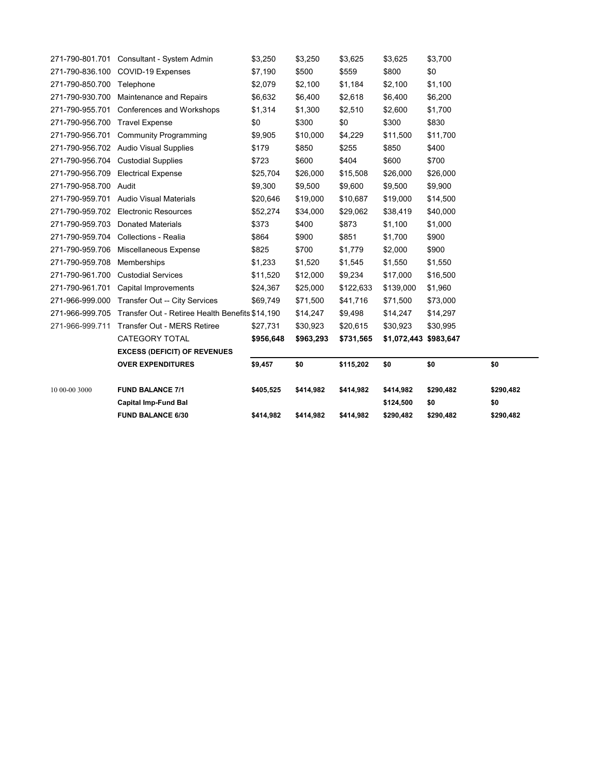| | | | | | | | |
|---|---|---|---|---|---|---|---|
| 271-790-801.701 | Consultant - System Admin | $3,250 | $3,250 | $3,625 | $3,625 | $3,700 | |
| 271-790-836.100 | COVID-19 Expenses | $7,190 | $500 | $559 | $800 | $0 | |
| 271-790-850.700 | Telephone | $2,079 | $2,100 | $1,184 | $2,100 | $1,100 | |
| 271-790-930.700 | Maintenance and Repairs | $6,632 | $6,400 | $2,618 | $6,400 | $6,200 | |
| 271-790-955.701 | Conferences and Workshops | $1,314 | $1,300 | $2,510 | $2,600 | $1,700 | |
| 271-790-956.700 | Travel Expense | $0 | $300 | $0 | $300 | $830 | |
| 271-790-956.701 | Community Programming | $9,905 | $10,000 | $4,229 | $11,500 | $11,700 | |
| 271-790-956.702 | Audio Visual Supplies | $179 | $850 | $255 | $850 | $400 | |
| 271-790-956.704 | Custodial Supplies | $723 | $600 | $404 | $600 | $700 | |
| 271-790-956.709 | Electrical Expense | $25,704 | $26,000 | $15,508 | $26,000 | $26,000 | |
| 271-790-958.700 | Audit | $9,300 | $9,500 | $9,600 | $9,500 | $9,900 | |
| 271-790-959.701 | Audio Visual Materials | $20,646 | $19,000 | $10,687 | $19,000 | $14,500 | |
| 271-790-959.702 | Electronic Resources | $52,274 | $34,000 | $29,062 | $38,419 | $40,000 | |
| 271-790-959.703 | Donated Materials | $373 | $400 | $873 | $1,100 | $1,000 | |
| 271-790-959.704 | Collections - Realia | $864 | $900 | $851 | $1,700 | $900 | |
| 271-790-959.706 | Miscellaneous Expense | $825 | $700 | $1,779 | $2,000 | $900 | |
| 271-790-959.708 | Memberships | $1,233 | $1,520 | $1,545 | $1,550 | $1,550 | |
| 271-790-961.700 | Custodial Services | $11,520 | $12,000 | $9,234 | $17,000 | $16,500 | |
| 271-790-961.701 | Capital Improvements | $24,367 | $25,000 | $122,633 | $139,000 | $1,960 | |
| 271-966-999.000 | Transfer Out -- City Services | $69,749 | $71,500 | $41,716 | $71,500 | $73,000 | |
| 271-966-999.705 | Transfer Out - Retiree Health Benefits | $14,190 | $14,247 | $9,498 | $14,247 | $14,297 | |
| 271-966-999.711 | Transfer Out - MERS Retiree | $27,731 | $30,923 | $20,615 | $30,923 | $30,995 | |
| | CATEGORY TOTAL | **$956,648** | **$963,293** | **$731,565** | **$1,072,443** | **$983,647** | |
| | **EXCESS (DEFICIT) OF REVENUES OVER EXPENDITURES** | **$9,457** | **$0** | **$115,202** | **$0** | **$0** | **$0** |
| 10 00-00 3000 | **FUND BALANCE 7/1** | **$405,525** | **$414,982** | **$414,982** | **$414,982** | **$290,482** | **$290,482** |
| | **Capital Imp-Fund Bal** | | | | **$124,500** | **$0** | **$0** |
| | **FUND BALANCE 6/30** | **$414,982** | **$414,982** | **$414,982** | **$290,482** | **$290,482** | **$290,482** |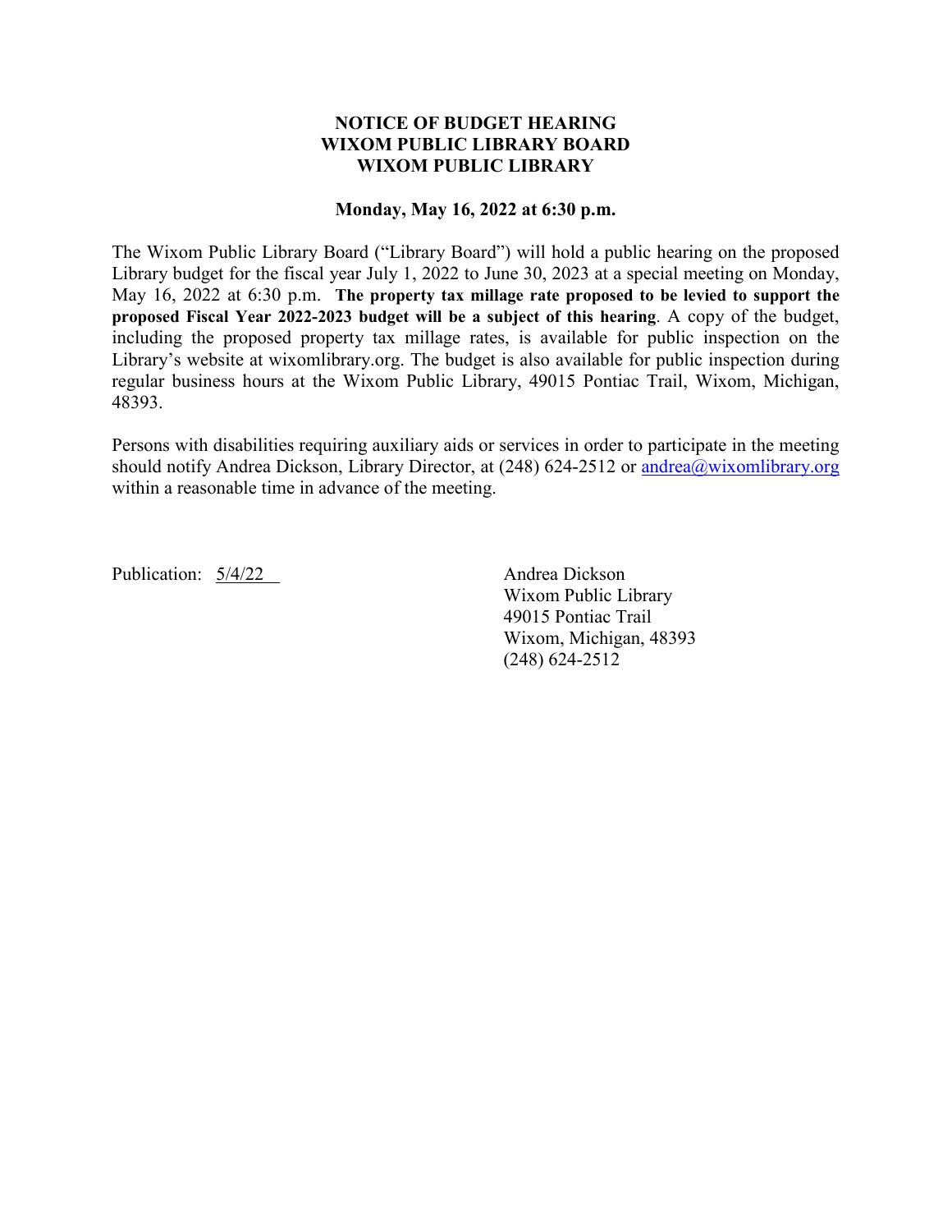# NOTICE OF BUDGET HEARING
# WIXOM PUBLIC LIBRARY BOARD
# WIXOM PUBLIC LIBRARY

**Monday, May 16, 2022 at 6:30 p.m.**

The Wixom Public Library Board ("Library Board") will hold a public hearing on the proposed Library budget for the fiscal year July 1, 2022 to June 30, 2023 at a special meeting on Monday, May 16, 2022 at 6:30 p.m. **The property tax millage rate proposed to be levied to support the proposed Fiscal Year 2022-2023 budget will be a subject of this hearing**. A copy of the budget, including the proposed property tax millage rates, is available for public inspection on the Library's website at wixomlibrary.org. The budget is also available for public inspection during regular business hours at the Wixom Public Library, 49015 Pontiac Trail, Wixom, Michigan, 48393.

Persons with disabilities requiring auxiliary aids or services in order to participate in the meeting should notify Andrea Dickson, Library Director, at (248) 624-2512 or andrea@wixomlibrary.org within a reasonable time in advance of the meeting.

Publication: 5/4/22

Andrea Dickson
Wixom Public Library
49015 Pontiac Trail
Wixom, Michigan, 48393
(248) 624-2512